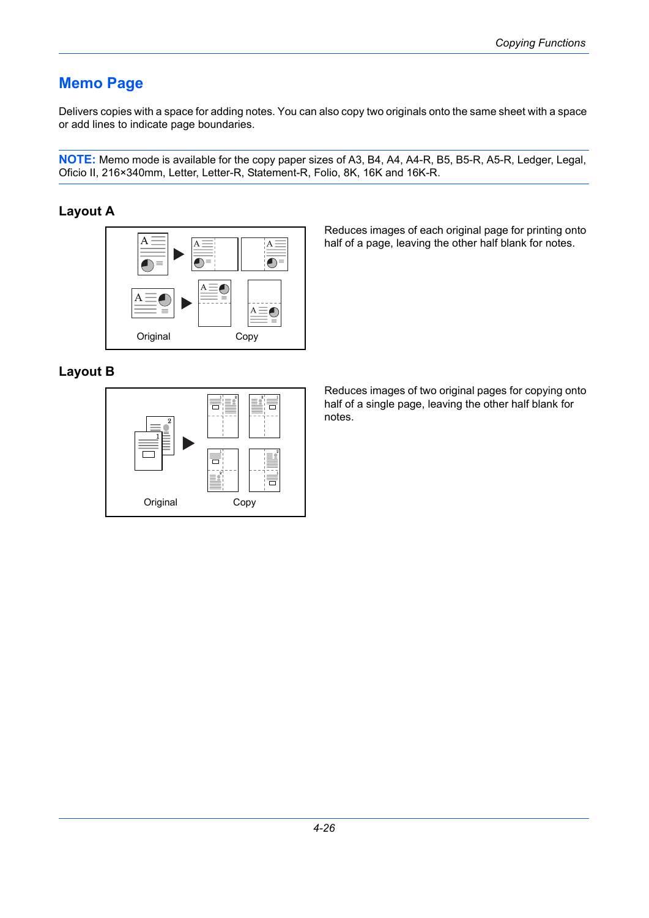# Memo Page

Delivers copies with a space for adding notes. You can also copy two originals onto the same sheet with a space or add lines to indicate page boundaries.

**NOTE:** Memo mode is available for the copy paper sizes of A3, B4, A4, A4-R, B5, B5-R, A5-R, Ledger, Legal, Oficio II, 216×340mm, Letter, Letter-R, Statement-R, Folio, 8K, 16K and 16K-R.

## Layout A

Original Copy

Reduces images of each original page for printing onto half of a page, leaving the other half blank for notes.

## Layout B

Original Copy

Reduces images of two original pages for copying onto half of a single page, leaving the other half blank for notes.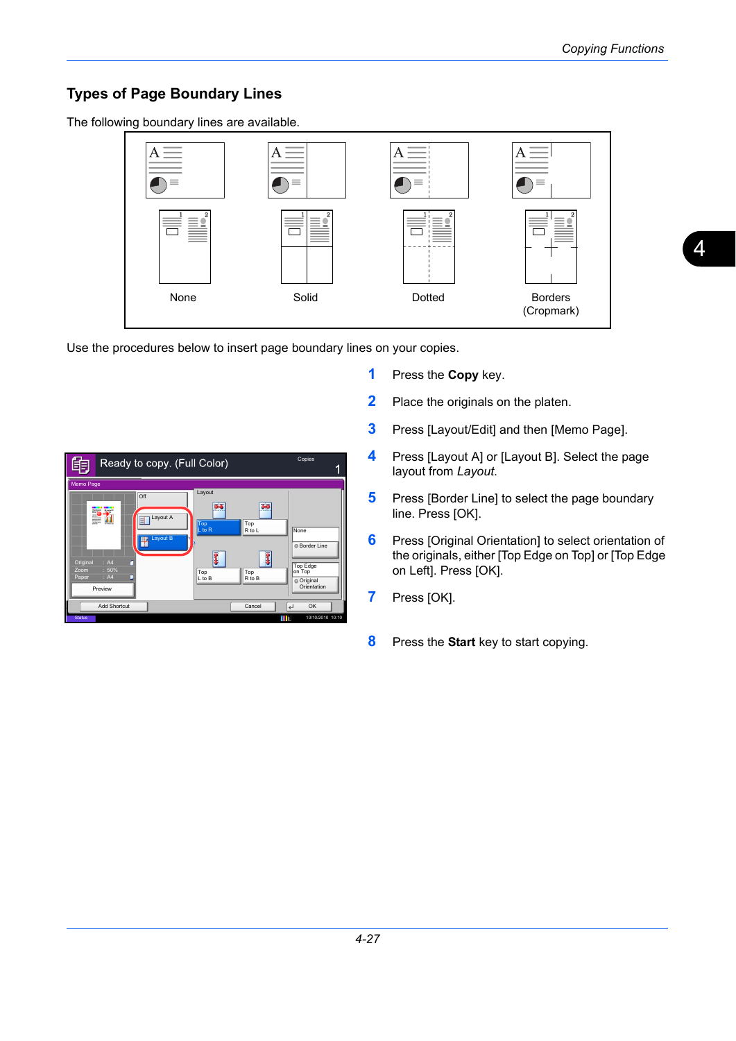## Types of Page Boundary Lines

The following boundary lines are available.

None

Solid

Dotted

Borders (Cropmark)

Use the procedures below to insert page boundary lines on your copies.

1. Press the **Copy** key.
2. Place the originals on the platen.
3. Press [Layout/Edit] and then [Memo Page].
4. Press [Layout A] or [Layout B]. Select the page layout from *Layout*.
5. Press [Border Line] to select the page boundary line. Press [OK].
6. Press [Original Orientation] to select orientation of the originals, either [Top Edge on Top] or [Top Edge on Left]. Press [OK].
7. Press [OK].
8. Press the **Start** key to start copying.